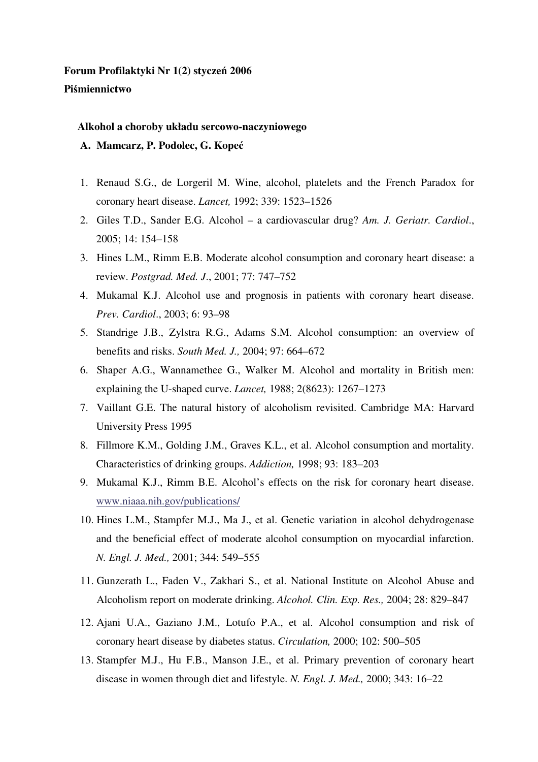**Forum Profilaktyki Nr 1(2) styczeń 2006**

**Piśmiennictwo**

**Alkohol a choroby układu sercowo-naczyniowego**

**A. Mamcarz, P. Podolec, G. Kopeć**

1. Renaud S.G., de Lorgeril M. Wine, alcohol, platelets and the French Paradox for coronary heart disease. *Lancet,* 1992; 339: 1523–1526
2. Giles T.D., Sander E.G. Alcohol – a cardiovascular drug? *Am. J. Geriatr. Cardiol*., 2005; 14: 154–158
3. Hines L.M., Rimm E.B. Moderate alcohol consumption and coronary heart disease: a review. *Postgrad. Med. J*., 2001; 77: 747–752
4. Mukamal K.J. Alcohol use and prognosis in patients with coronary heart disease. *Prev. Cardiol*., 2003; 6: 93–98
5. Standrige J.B., Zylstra R.G., Adams S.M. Alcohol consumption: an overview of benefits and risks. *South Med. J.,* 2004; 97: 664–672
6. Shaper A.G., Wannamethee G., Walker M. Alcohol and mortality in British men: explaining the U-shaped curve. *Lancet,* 1988; 2(8623): 1267–1273
7. Vaillant G.E. The natural history of alcoholism revisited. Cambridge MA: Harvard University Press 1995
8. Fillmore K.M., Golding J.M., Graves K.L., et al. Alcohol consumption and mortality. Characteristics of drinking groups. *Addiction,* 1998; 93: 183–203
9. Mukamal K.J., Rimm B.E. Alcohol's effects on the risk for coronary heart disease. www.niaaa.nih.gov/publications/
10. Hines L.M., Stampfer M.J., Ma J., et al. Genetic variation in alcohol dehydrogenase and the beneficial effect of moderate alcohol consumption on myocardial infarction. *N. Engl. J. Med.,* 2001; 344: 549–555
11. Gunzerath L., Faden V., Zakhari S., et al. National Institute on Alcohol Abuse and Alcoholism report on moderate drinking. *Alcohol. Clin. Exp. Res.,* 2004; 28: 829–847
12. Ajani U.A., Gaziano J.M., Lotufo P.A., et al. Alcohol consumption and risk of coronary heart disease by diabetes status. *Circulation,* 2000; 102: 500–505
13. Stampfer M.J., Hu F.B., Manson J.E., et al. Primary prevention of coronary heart disease in women through diet and lifestyle. *N. Engl. J. Med.,* 2000; 343: 16–22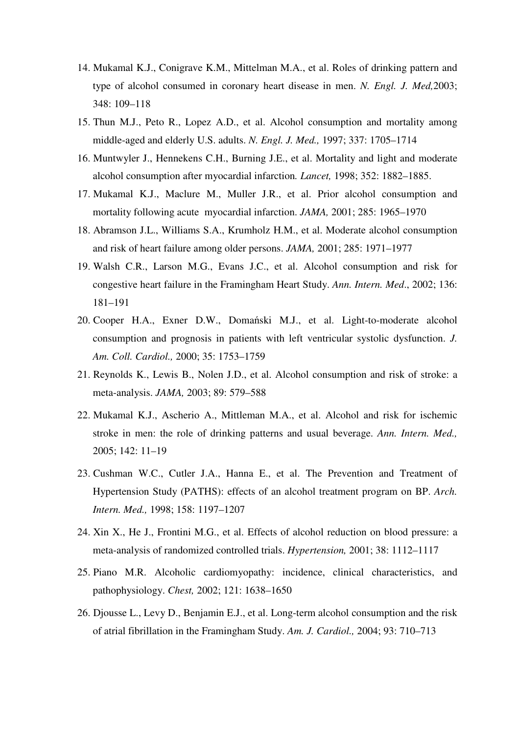14. Mukamal K.J., Conigrave K.M., Mittelman M.A., et al. Roles of drinking pattern and type of alcohol consumed in coronary heart disease in men. *N. Engl. J. Med,*2003; 348: 109–118
15. Thun M.J., Peto R., Lopez A.D., et al. Alcohol consumption and mortality among middle-aged and elderly U.S. adults. *N. Engl. J. Med.,* 1997; 337: 1705–1714
16. Muntwyler J., Hennekens C.H., Burning J.E., et al. Mortality and light and moderate alcohol consumption after myocardial infarction. *Lancet,* 1998; 352: 1882–1885.
17. Mukamal K.J., Maclure M., Muller J.R., et al. Prior alcohol consumption and mortality following acute myocardial infarction. *JAMA,* 2001; 285: 1965–1970
18. Abramson J.L., Williams S.A., Krumholz H.M., et al. Moderate alcohol consumption and risk of heart failure among older persons. *JAMA,* 2001; 285: 1971–1977
19. Walsh C.R., Larson M.G., Evans J.C., et al. Alcohol consumption and risk for congestive heart failure in the Framingham Heart Study. *Ann. Intern. Med*., 2002; 136: 181–191
20. Cooper H.A., Exner D.W., Domański M.J., et al. Light-to-moderate alcohol consumption and prognosis in patients with left ventricular systolic dysfunction. *J. Am. Coll. Cardiol.,* 2000; 35: 1753–1759
21. Reynolds K., Lewis B., Nolen J.D., et al. Alcohol consumption and risk of stroke: a meta-analysis. *JAMA,* 2003; 89: 579–588
22. Mukamal K.J., Ascherio A., Mittleman M.A., et al. Alcohol and risk for ischemic stroke in men: the role of drinking patterns and usual beverage. *Ann. Intern. Med.,* 2005; 142: 11–19
23. Cushman W.C., Cutler J.A., Hanna E., et al. The Prevention and Treatment of Hypertension Study (PATHS): effects of an alcohol treatment program on BP. *Arch. Intern. Med.,* 1998; 158: 1197–1207
24. Xin X., He J., Frontini M.G., et al. Effects of alcohol reduction on blood pressure: a meta-analysis of randomized controlled trials. *Hypertension,* 2001; 38: 1112–1117
25. Piano M.R. Alcoholic cardiomyopathy: incidence, clinical characteristics, and pathophysiology. *Chest,* 2002; 121: 1638–1650
26. Djousse L., Levy D., Benjamin E.J., et al. Long-term alcohol consumption and the risk of atrial fibrillation in the Framingham Study. *Am. J. Cardiol.,* 2004; 93: 710–713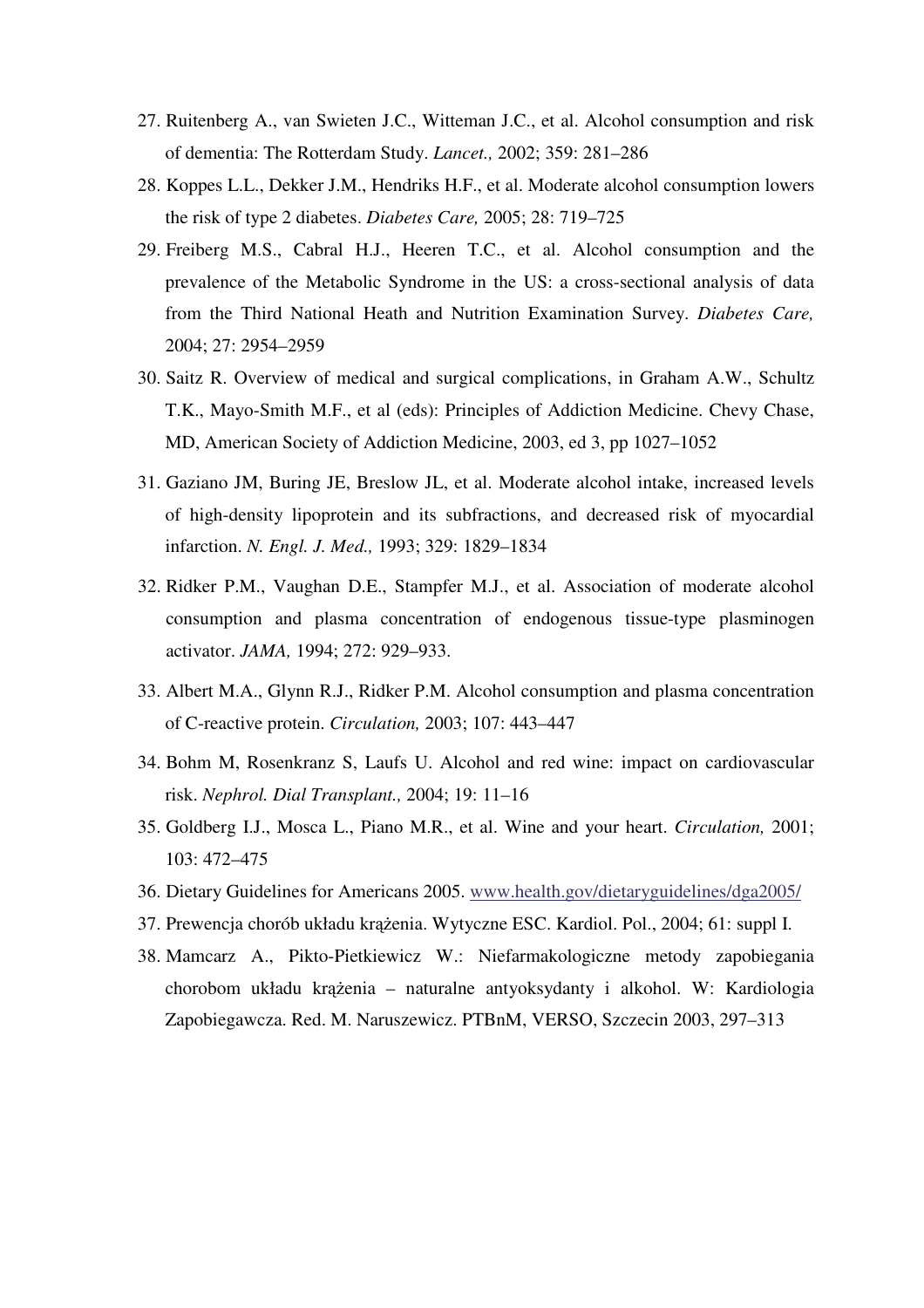27. Ruitenberg A., van Swieten J.C., Witteman J.C., et al. Alcohol consumption and risk of dementia: The Rotterdam Study. *Lancet.,* 2002; 359: 281–286
28. Koppes L.L., Dekker J.M., Hendriks H.F., et al. Moderate alcohol consumption lowers the risk of type 2 diabetes. *Diabetes Care,* 2005; 28: 719–725
29. Freiberg M.S., Cabral H.J., Heeren T.C., et al. Alcohol consumption and the prevalence of the Metabolic Syndrome in the US: a cross-sectional analysis of data from the Third National Heath and Nutrition Examination Survey. *Diabetes Care,* 2004; 27: 2954–2959
30. Saitz R. Overview of medical and surgical complications, in Graham A.W., Schultz T.K., Mayo-Smith M.F., et al (eds): Principles of Addiction Medicine. Chevy Chase, MD, American Society of Addiction Medicine, 2003, ed 3, pp 1027–1052
31. Gaziano JM, Buring JE, Breslow JL, et al. Moderate alcohol intake, increased levels of high-density lipoprotein and its subfractions, and decreased risk of myocardial infarction. *N. Engl. J. Med.,* 1993; 329: 1829–1834
32. Ridker P.M., Vaughan D.E., Stampfer M.J., et al. Association of moderate alcohol consumption and plasma concentration of endogenous tissue-type plasminogen activator. *JAMA,* 1994; 272: 929–933.
33. Albert M.A., Glynn R.J., Ridker P.M. Alcohol consumption and plasma concentration of C-reactive protein. *Circulation,* 2003; 107: 443–447
34. Bohm M, Rosenkranz S, Laufs U. Alcohol and red wine: impact on cardiovascular risk. *Nephrol. Dial Transplant.,* 2004; 19: 11–16
35. Goldberg I.J., Mosca L., Piano M.R., et al. Wine and your heart. *Circulation,* 2001; 103: 472–475
36. Dietary Guidelines for Americans 2005. www.health.gov/dietaryguidelines/dga2005/
37. Prewencja chorób układu krążenia. Wytyczne ESC. Kardiol. Pol., 2004; 61: suppl I.
38. Mamcarz A., Pikto-Pietkiewicz W.: Niefarmakologiczne metody zapobiegania chorobom układu krążenia – naturalne antyoksydanty i alkohol. W: Kardiologia Zapobiegawcza. Red. M. Naruszewicz. PTBnM, VERSO, Szczecin 2003, 297–313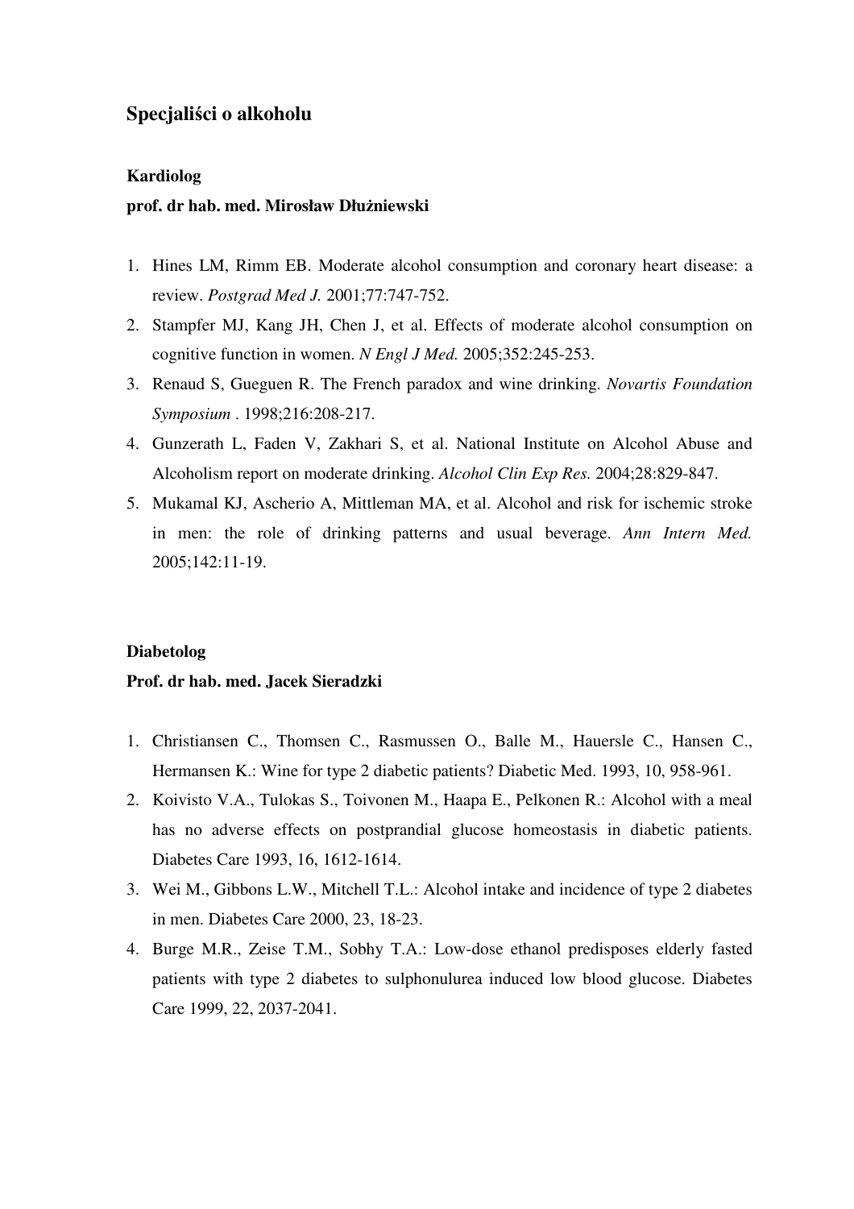## Specjaliści o alkoholu

### Kardiolog

**prof. dr hab. med. Mirosław Dłużniewski**

1. Hines LM, Rimm EB. Moderate alcohol consumption and coronary heart disease: a review. *Postgrad Med J.* 2001;77:747-752.
2. Stampfer MJ, Kang JH, Chen J, et al. Effects of moderate alcohol consumption on cognitive function in women. *N Engl J Med.* 2005;352:245-253.
3. Renaud S, Gueguen R. The French paradox and wine drinking. *Novartis Foundation Symposium* . 1998;216:208-217.
4. Gunzerath L, Faden V, Zakhari S, et al. National Institute on Alcohol Abuse and Alcoholism report on moderate drinking. *Alcohol Clin Exp Res.* 2004;28:829-847.
5. Mukamal KJ, Ascherio A, Mittleman MA, et al. Alcohol and risk for ischemic stroke in men: the role of drinking patterns and usual beverage. *Ann Intern Med.* 2005;142:11-19.

### Diabetolog

**Prof. dr hab. med. Jacek Sieradzki**

1. Christiansen C., Thomsen C., Rasmussen O., Balle M., Hauersle C., Hansen C., Hermansen K.: Wine for type 2 diabetic patients? Diabetic Med. 1993, 10, 958-961.
2. Koivisto V.A., Tulokas S., Toivonen M., Haapa E., Pelkonen R.: Alcohol with a meal has no adverse effects on postprandial glucose homeostasis in diabetic patients. Diabetes Care 1993, 16, 1612-1614.
3. Wei M., Gibbons L.W., Mitchell T.L.: Alcohol intake and incidence of type 2 diabetes in men. Diabetes Care 2000, 23, 18-23.
4. Burge M.R., Zeise T.M., Sobhy T.A.: Low-dose ethanol predisposes elderly fasted patients with type 2 diabetes to sulphonulurea induced low blood glucose. Diabetes Care 1999, 22, 2037-2041.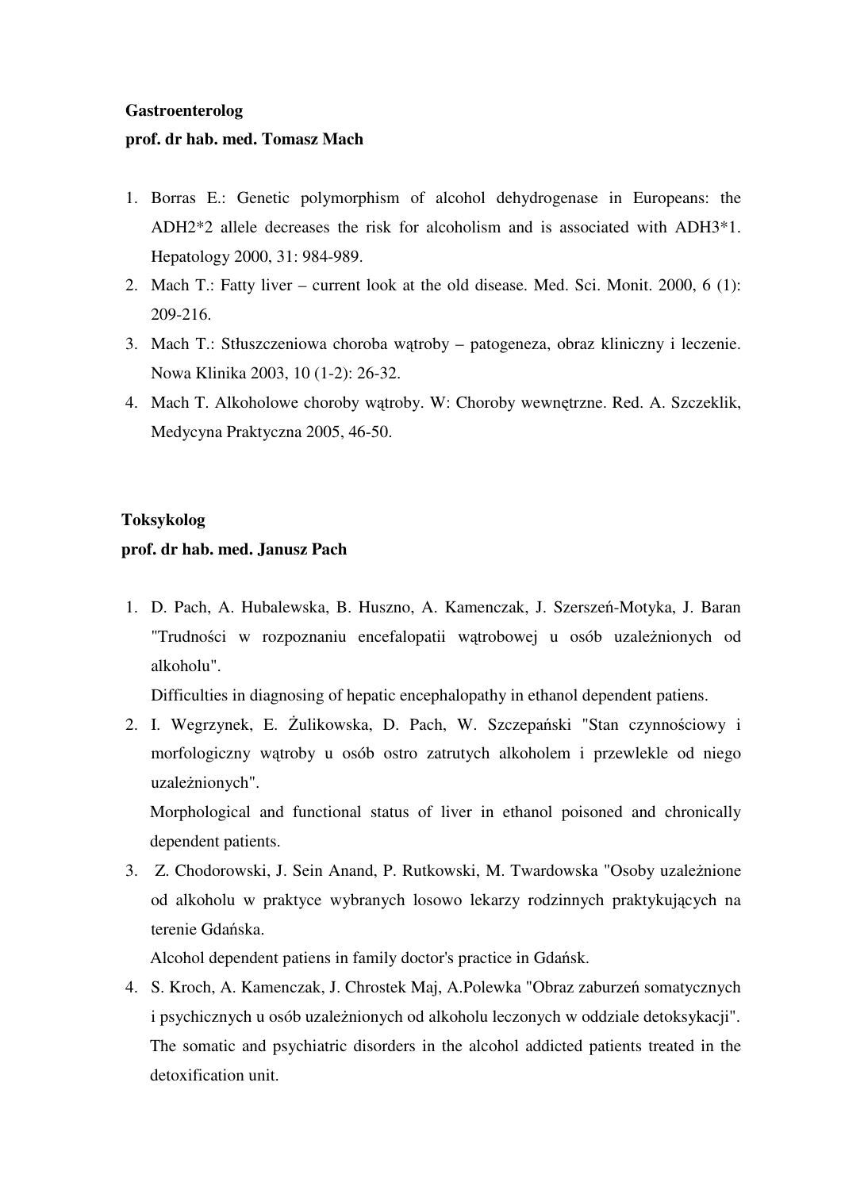**Gastroenterolog**
**prof. dr hab. med. Tomasz Mach**

1. Borras E.: Genetic polymorphism of alcohol dehydrogenase in Europeans: the ADH2*2 allele decreases the risk for alcoholism and is associated with ADH3*1. Hepatology 2000, 31: 984-989.
2. Mach T.: Fatty liver – current look at the old disease. Med. Sci. Monit. 2000, 6 (1): 209-216.
3. Mach T.: Stłuszczeniowa choroba wątroby – patogeneza, obraz kliniczny i leczenie. Nowa Klinika 2003, 10 (1-2): 26-32.
4. Mach T. Alkoholowe choroby wątroby. W: Choroby wewnętrzne. Red. A. Szczeklik, Medycyna Praktyczna 2005, 46-50.

**Toksykolog**
**prof. dr hab. med. Janusz Pach**

1. D. Pach, A. Hubalewska, B. Huszno, A. Kamenczak, J. Szerszeń-Motyka, J. Baran "Trudności w rozpoznaniu encefalopatii wątrobowej u osób uzależnionych od alkoholu".
   Difficulties in diagnosing of hepatic encephalopathy in ethanol dependent patiens.
2. I. Wegrzynek, E. Żulikowska, D. Pach, W. Szczepański "Stan czynnościowy i morfologiczny wątroby u osób ostro zatrutych alkoholem i przewlekle od niego uzależnionych".
   Morphological and functional status of liver in ethanol poisoned and chronically dependent patients.
3. Z. Chodorowski, J. Sein Anand, P. Rutkowski, M. Twardowska "Osoby uzależnione od alkoholu w praktyce wybranych losowo lekarzy rodzinnych praktykujących na terenie Gdańska.
   Alcohol dependent patiens in family doctor's practice in Gdańsk.
4. S. Kroch, A. Kamenczak, J. Chrostek Maj, A.Polewka "Obraz zaburzeń somatycznych i psychicznych u osób uzależnionych od alkoholu leczonych w oddziale detoksykacji".
   The somatic and psychiatric disorders in the alcohol addicted patients treated in the detoxification unit.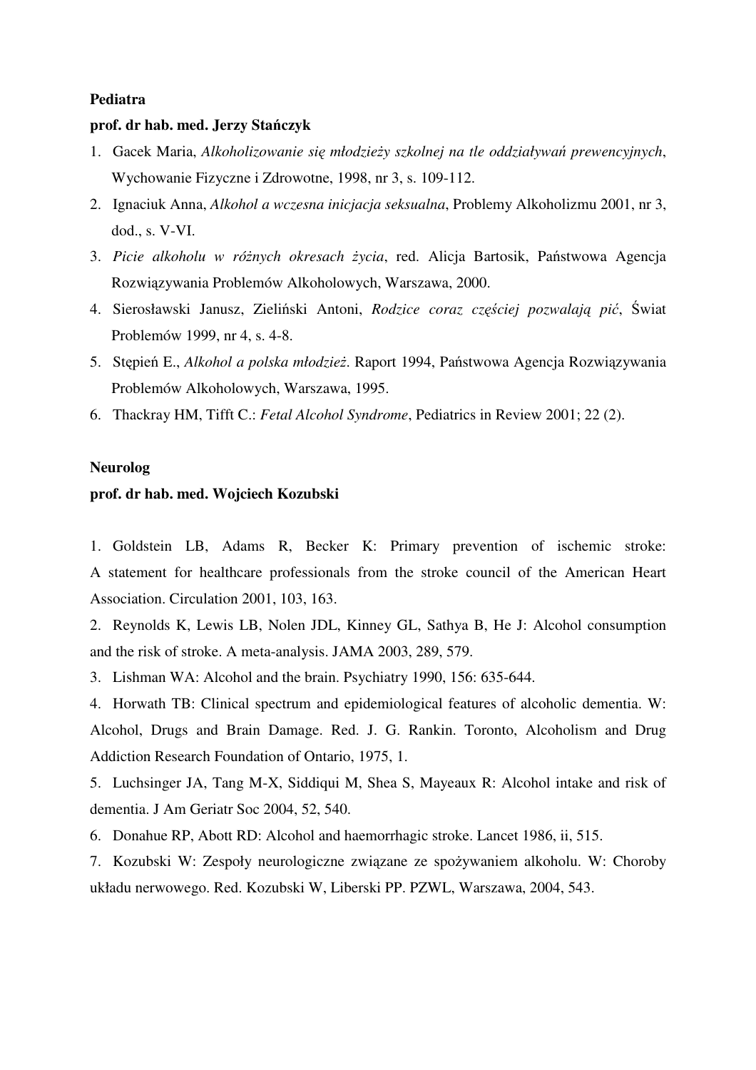**Pediatra**

**prof. dr hab. med. Jerzy Stańczyk**

1. Gacek Maria, *Alkoholizowanie się młodzieży szkolnej na tle oddziaływań prewencyjnych*, Wychowanie Fizyczne i Zdrowotne, 1998, nr 3, s. 109-112.
2. Ignaciuk Anna, *Alkohol a wczesna inicjacja seksualna*, Problemy Alkoholizmu 2001, nr 3, dod., s. V-VI.
3. *Picie alkoholu w różnych okresach życia*, red. Alicja Bartosik, Państwowa Agencja Rozwiązywania Problemów Alkoholowych, Warszawa, 2000.
4. Sierosławski Janusz, Zieliński Antoni, *Rodzice coraz częściej pozwalają pić*, Świat Problemów 1999, nr 4, s. 4-8.
5. Stępień E., *Alkohol a polska młodzież*. Raport 1994, Państwowa Agencja Rozwiązywania Problemów Alkoholowych, Warszawa, 1995.
6. Thackray HM, Tifft C.: *Fetal Alcohol Syndrome*, Pediatrics in Review 2001; 22 (2).

**Neurolog**

**prof. dr hab. med. Wojciech Kozubski**

1. Goldstein LB, Adams R, Becker K: Primary prevention of ischemic stroke: A statement for healthcare professionals from the stroke council of the American Heart Association. Circulation 2001, 103, 163.
2. Reynolds K, Lewis LB, Nolen JDL, Kinney GL, Sathya B, He J: Alcohol consumption and the risk of stroke. A meta-analysis. JAMA 2003, 289, 579.
3. Lishman WA: Alcohol and the brain. Psychiatry 1990, 156: 635-644.
4. Horwath TB: Clinical spectrum and epidemiological features of alcoholic dementia. W: Alcohol, Drugs and Brain Damage. Red. J. G. Rankin. Toronto, Alcoholism and Drug Addiction Research Foundation of Ontario, 1975, 1.
5. Luchsinger JA, Tang M-X, Siddiqui M, Shea S, Mayeaux R: Alcohol intake and risk of dementia. J Am Geriatr Soc 2004, 52, 540.
6. Donahue RP, Abott RD: Alcohol and haemorrhagic stroke. Lancet 1986, ii, 515.
7. Kozubski W: Zespoły neurologiczne związane ze spożywaniem alkoholu. W: Choroby układu nerwowego. Red. Kozubski W, Liberski PP. PZWL, Warszawa, 2004, 543.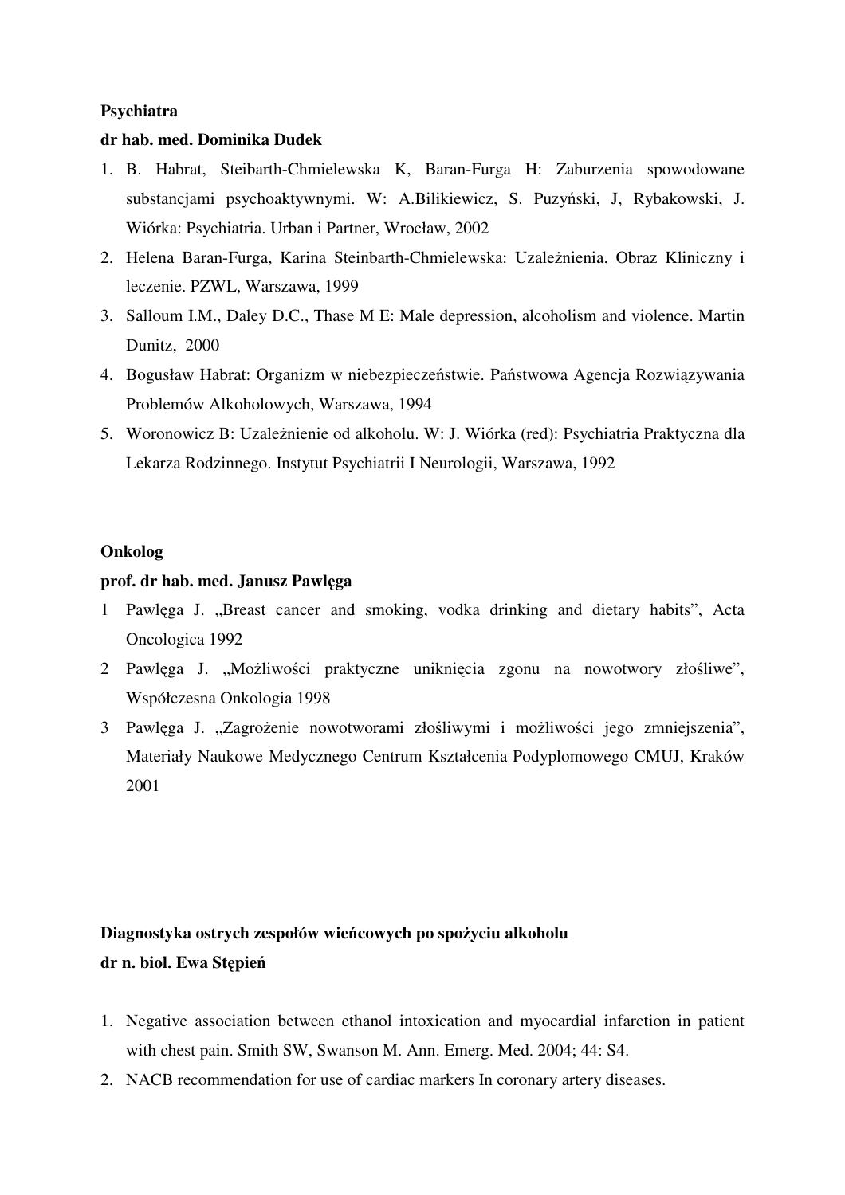**Psychiatra**

**dr hab. med. Dominika Dudek**

1. B. Habrat, Steibarth-Chmielewska K, Baran-Furga H: Zaburzenia spowodowane substancjami psychoaktywnymi. W: A.Bilikiewicz, S. Puzyński, J, Rybakowski, J. Wiórka: Psychiatria. Urban i Partner, Wrocław, 2002
2. Helena Baran-Furga, Karina Steinbarth-Chmielewska: Uzależnienia. Obraz Kliniczny i leczenie. PZWL, Warszawa, 1999
3. Salloum I.M., Daley D.C., Thase M E: Male depression, alcoholism and violence. Martin Dunitz, 2000
4. Bogusław Habrat: Organizm w niebezpieczeństwie. Państwowa Agencja Rozwiązywania Problemów Alkoholowych, Warszawa, 1994
5. Woronowicz B: Uzależnienie od alkoholu. W: J. Wiórka (red): Psychiatria Praktyczna dla Lekarza Rodzinnego. Instytut Psychiatrii I Neurologii, Warszawa, 1992

**Onkolog**

**prof. dr hab. med. Janusz Pawlęga**

1 Pawlęga J. „Breast cancer and smoking, vodka drinking and dietary habits", Acta Oncologica 1992

2 Pawlęga J. „Możliwości praktyczne uniknięcia zgonu na nowotwory złośliwe", Współczesna Onkologia 1998

3 Pawlęga J. „Zagrożenie nowotworami złośliwymi i możliwości jego zmniejszenia", Materiały Naukowe Medycznego Centrum Kształcenia Podyplomowego CMUJ, Kraków 2001

**Diagnostyka ostrych zespołów wieńcowych po spożyciu alkoholu**

**dr n. biol. Ewa Stępień**

1. Negative association between ethanol intoxication and myocardial infarction in patient with chest pain. Smith SW, Swanson M. Ann. Emerg. Med. 2004; 44: S4.
2. NACB recommendation for use of cardiac markers In coronary artery diseases.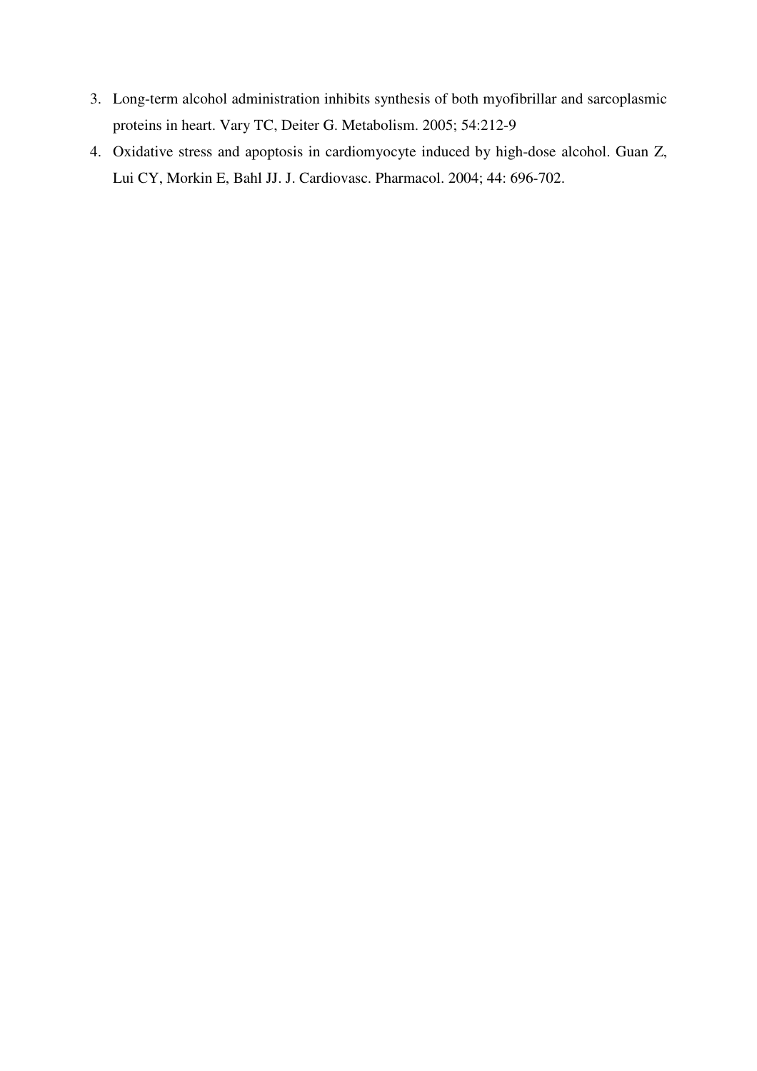3. Long-term alcohol administration inhibits synthesis of both myofibrillar and sarcoplasmic proteins in heart. Vary TC, Deiter G. Metabolism. 2005; 54:212-9
4. Oxidative stress and apoptosis in cardiomyocyte induced by high-dose alcohol. Guan Z, Lui CY, Morkin E, Bahl JJ. J. Cardiovasc. Pharmacol. 2004; 44: 696-702.